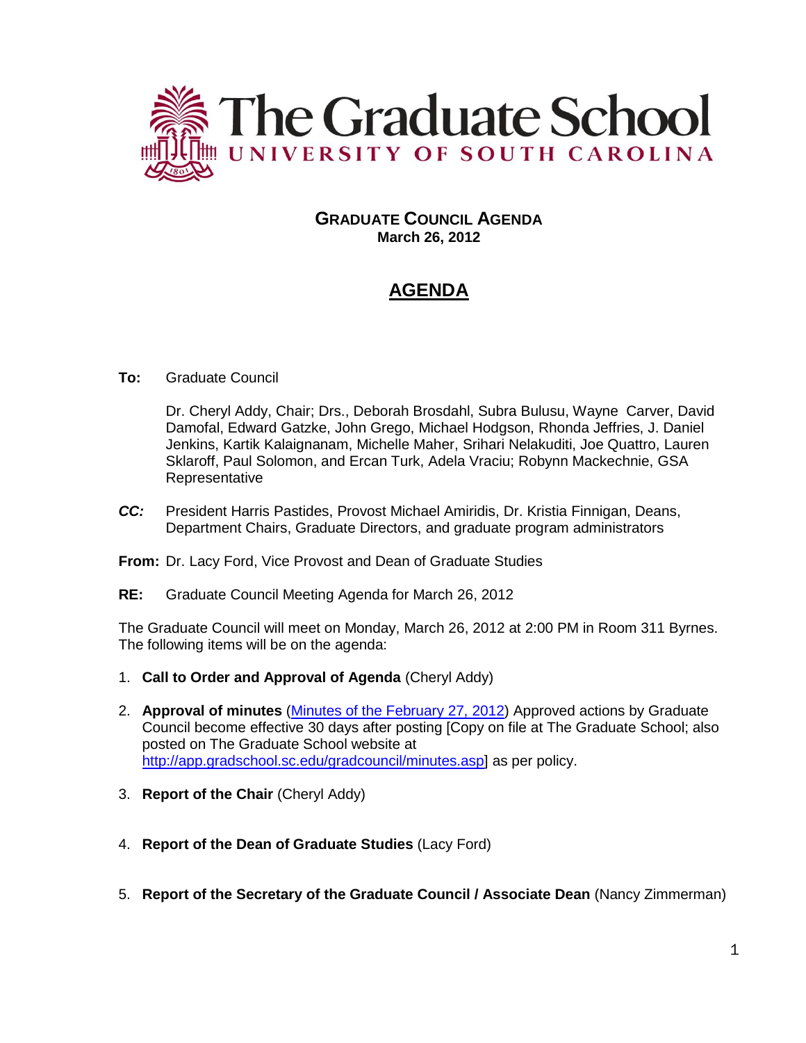# The Graduate School
UNIVERSITY OF SOUTH CAROLINA

## GRADUATE COUNCIL AGENDA
**March 26, 2012**

# AGENDA

**To:** Graduate Council

Dr. Cheryl Addy, Chair; Drs., Deborah Brosdahl, Subra Bulusu, Wayne Carver, David Damofal, Edward Gatzke, John Grego, Michael Hodgson, Rhonda Jeffries, J. Daniel Jenkins, Kartik Kalaignanam, Michelle Maher, Srihari Nelakuditi, Joe Quattro, Lauren Sklaroff, Paul Solomon, and Ercan Turk, Adela Vraciu; Robynn Mackechnie, GSA Representative

***CC:*** President Harris Pastides, Provost Michael Amiridis, Dr. Kristia Finnigan, Deans, Department Chairs, Graduate Directors, and graduate program administrators

**From:** Dr. Lacy Ford, Vice Provost and Dean of Graduate Studies

**RE:** Graduate Council Meeting Agenda for March 26, 2012

The Graduate Council will meet on Monday, March 26, 2012 at 2:00 PM in Room 311 Byrnes. The following items will be on the agenda:

1. **Call to Order and Approval of Agenda** (Cheryl Addy)
2. **Approval of minutes** (Minutes of the February 27, 2012) Approved actions by Graduate Council become effective 30 days after posting [Copy on file at The Graduate School; also posted on The Graduate School website at http://app.gradschool.sc.edu/gradcouncil/minutes.asp] as per policy.
3. **Report of the Chair** (Cheryl Addy)
4. **Report of the Dean of Graduate Studies** (Lacy Ford)
5. **Report of the Secretary of the Graduate Council / Associate Dean** (Nancy Zimmerman)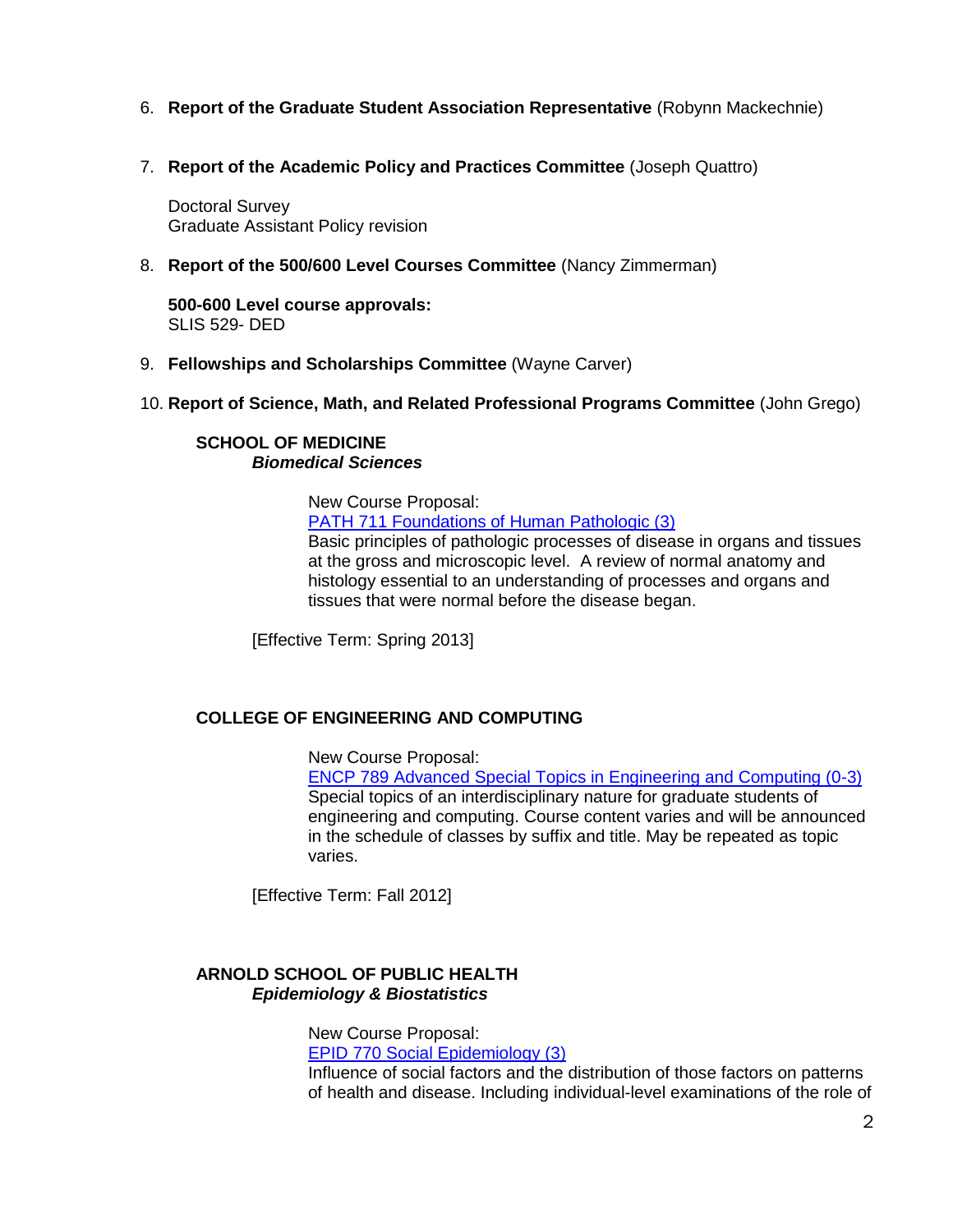6. **Report of the Graduate Student Association Representative** (Robynn Mackechnie)

7. **Report of the Academic Policy and Practices Committee** (Joseph Quattro)

   Doctoral Survey
   Graduate Assistant Policy revision

8. **Report of the 500/600 Level Courses Committee** (Nancy Zimmerman)

   **500-600 Level course approvals:**
   SLIS 529- DED

9. **Fellowships and Scholarships Committee** (Wayne Carver)

10. **Report of Science, Math, and Related Professional Programs Committee** (John Grego)

**SCHOOL OF MEDICINE**
***Biomedical Sciences***

New Course Proposal:
PATH 711 Foundations of Human Pathologic (3)
Basic principles of pathologic processes of disease in organs and tissues at the gross and microscopic level. A review of normal anatomy and histology essential to an understanding of processes and organs and tissues that were normal before the disease began.

[Effective Term: Spring 2013]

**COLLEGE OF ENGINEERING AND COMPUTING**

New Course Proposal:
ENCP 789 Advanced Special Topics in Engineering and Computing (0-3)
Special topics of an interdisciplinary nature for graduate students of engineering and computing. Course content varies and will be announced in the schedule of classes by suffix and title. May be repeated as topic varies.

[Effective Term: Fall 2012]

**ARNOLD SCHOOL OF PUBLIC HEALTH**
***Epidemiology & Biostatistics***

New Course Proposal:
EPID 770 Social Epidemiology (3)
Influence of social factors and the distribution of those factors on patterns of health and disease. Including individual-level examinations of the role of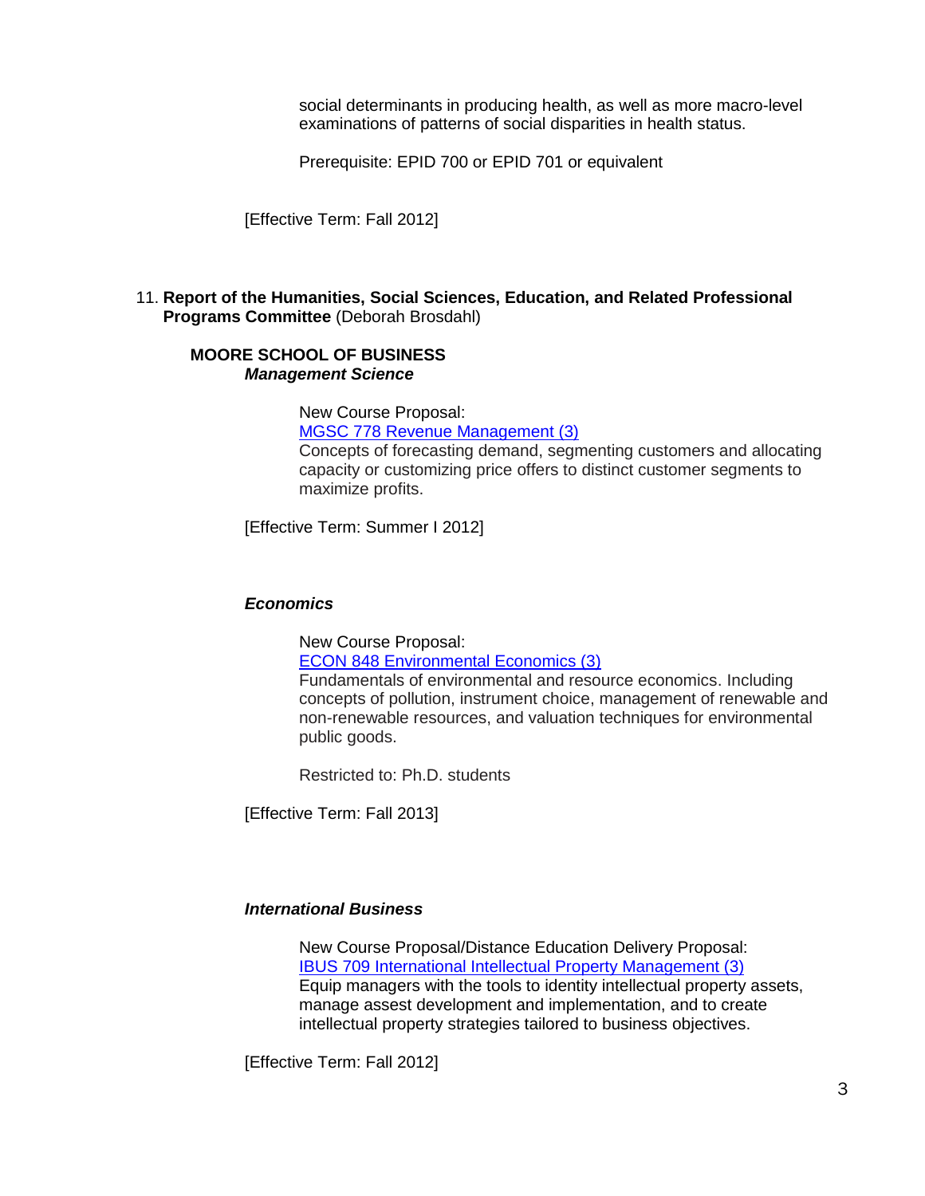social determinants in producing health, as well as more macro-level examinations of patterns of social disparities in health status.

Prerequisite: EPID 700 or EPID 701 or equivalent

[Effective Term: Fall 2012]

11. **Report of the Humanities, Social Sciences, Education, and Related Professional Programs Committee** (Deborah Brosdahl)

**MOORE SCHOOL OF BUSINESS**

***Management Science***

New Course Proposal:
MGSC 778 Revenue Management (3)
Concepts of forecasting demand, segmenting customers and allocating capacity or customizing price offers to distinct customer segments to maximize profits.

[Effective Term: Summer I 2012]

***Economics***

New Course Proposal:
ECON 848 Environmental Economics (3)
Fundamentals of environmental and resource economics. Including concepts of pollution, instrument choice, management of renewable and non-renewable resources, and valuation techniques for environmental public goods.

Restricted to: Ph.D. students

[Effective Term: Fall 2013]

***International Business***

New Course Proposal/Distance Education Delivery Proposal:
IBUS 709 International Intellectual Property Management (3)
Equip managers with the tools to identity intellectual property assets, manage assest development and implementation, and to create intellectual property strategies tailored to business objectives.

[Effective Term: Fall 2012]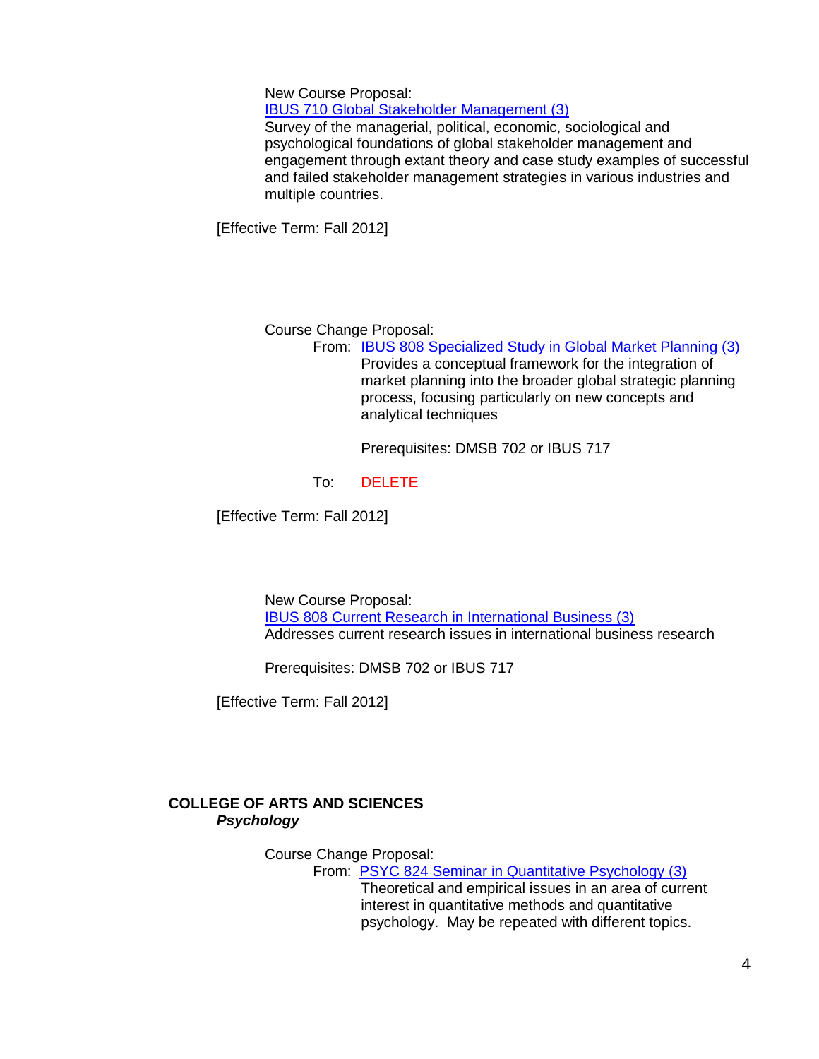New Course Proposal:
[IBUS 710 Global Stakeholder Management (3)]
Survey of the managerial, political, economic, sociological and psychological foundations of global stakeholder management and engagement through extant theory and case study examples of successful and failed stakeholder management strategies in various industries and multiple countries.

[Effective Term: Fall 2012]

Course Change Proposal:

From: [IBUS 808 Specialized Study in Global Market Planning (3)]
Provides a conceptual framework for the integration of market planning into the broader global strategic planning process, focusing particularly on new concepts and analytical techniques

Prerequisites: DMSB 702 or IBUS 717

To: DELETE

[Effective Term: Fall 2012]

New Course Proposal:
[IBUS 808 Current Research in International Business (3)]
Addresses current research issues in international business research

Prerequisites: DMSB 702 or IBUS 717

[Effective Term: Fall 2012]

## COLLEGE OF ARTS AND SCIENCES

### *Psychology*

Course Change Proposal:

From: [PSYC 824 Seminar in Quantitative Psychology (3)]
Theoretical and empirical issues in an area of current interest in quantitative methods and quantitative psychology. May be repeated with different topics.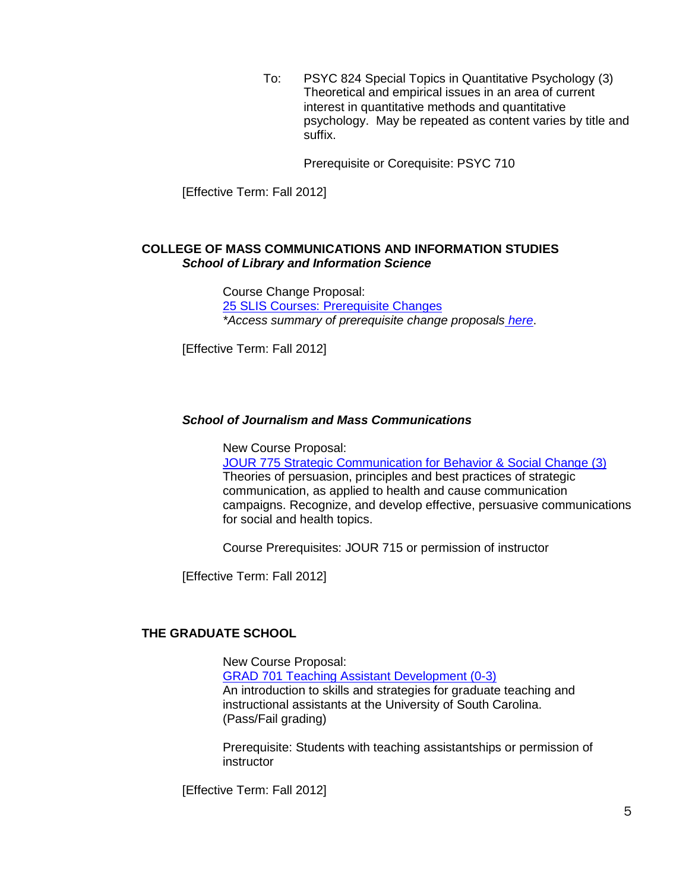To: PSYC 824 Special Topics in Quantitative Psychology (3)
Theoretical and empirical issues in an area of current interest in quantitative methods and quantitative psychology. May be repeated as content varies by title and suffix.

Prerequisite or Corequisite: PSYC 710

[Effective Term: Fall 2012]

## COLLEGE OF MASS COMMUNICATIONS AND INFORMATION STUDIES

### *School of Library and Information Science*

Course Change Proposal:
25 SLIS Courses: Prerequisite Changes
*\*Access summary of prerequisite change proposals here.*

[Effective Term: Fall 2012]

### *School of Journalism and Mass Communications*

New Course Proposal:
JOUR 775 Strategic Communication for Behavior & Social Change (3)
Theories of persuasion, principles and best practices of strategic communication, as applied to health and cause communication campaigns. Recognize, and develop effective, persuasive communications for social and health topics.

Course Prerequisites: JOUR 715 or permission of instructor

[Effective Term: Fall 2012]

## THE GRADUATE SCHOOL

New Course Proposal:
GRAD 701 Teaching Assistant Development (0-3)
An introduction to skills and strategies for graduate teaching and instructional assistants at the University of South Carolina. (Pass/Fail grading)

Prerequisite: Students with teaching assistantships or permission of instructor

[Effective Term: Fall 2012]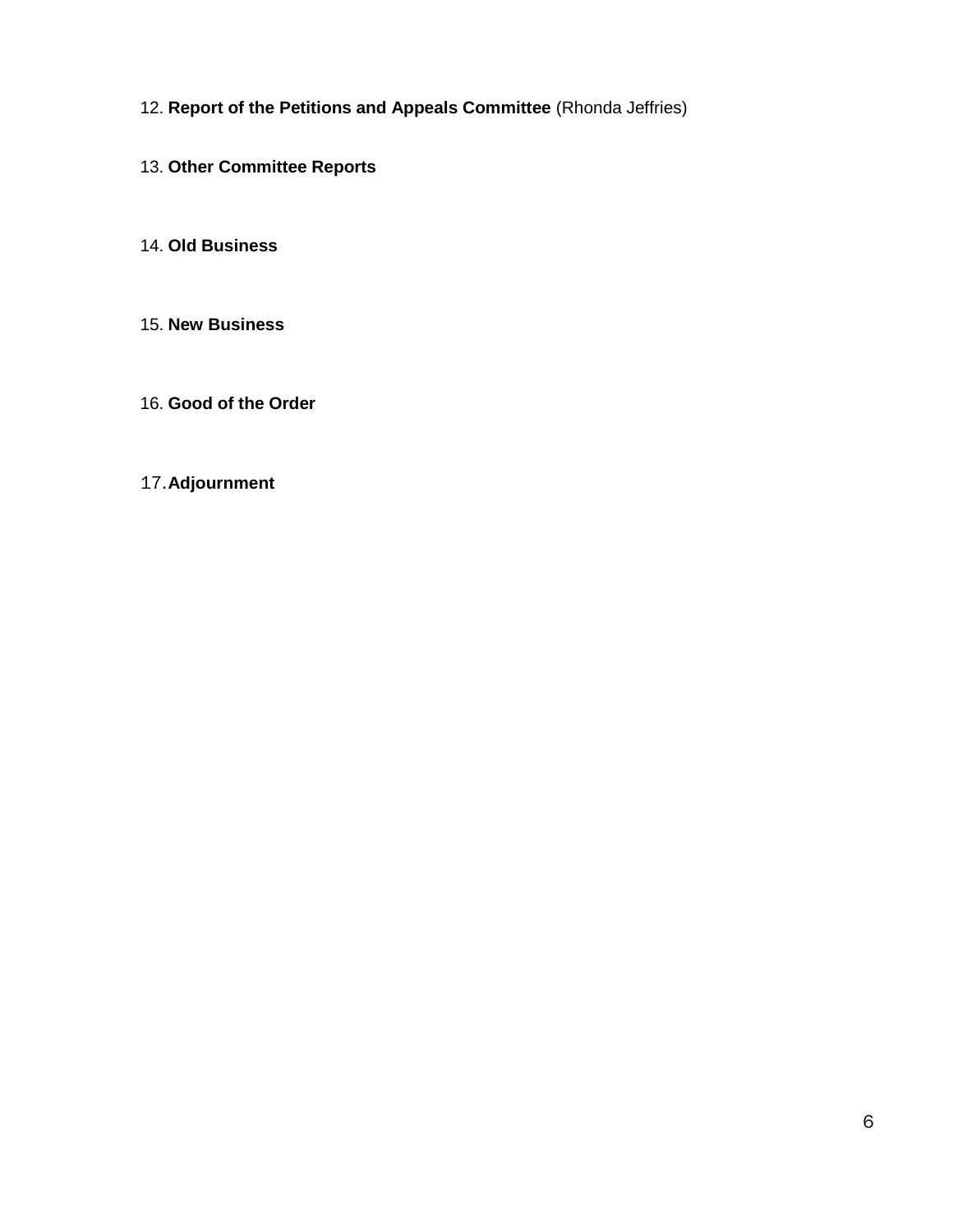12. **Report of the Petitions and Appeals Committee** (Rhonda Jeffries)

13. **Other Committee Reports**

14. **Old Business**

15. **New Business**

16. **Good of the Order**

17. **Adjournment**